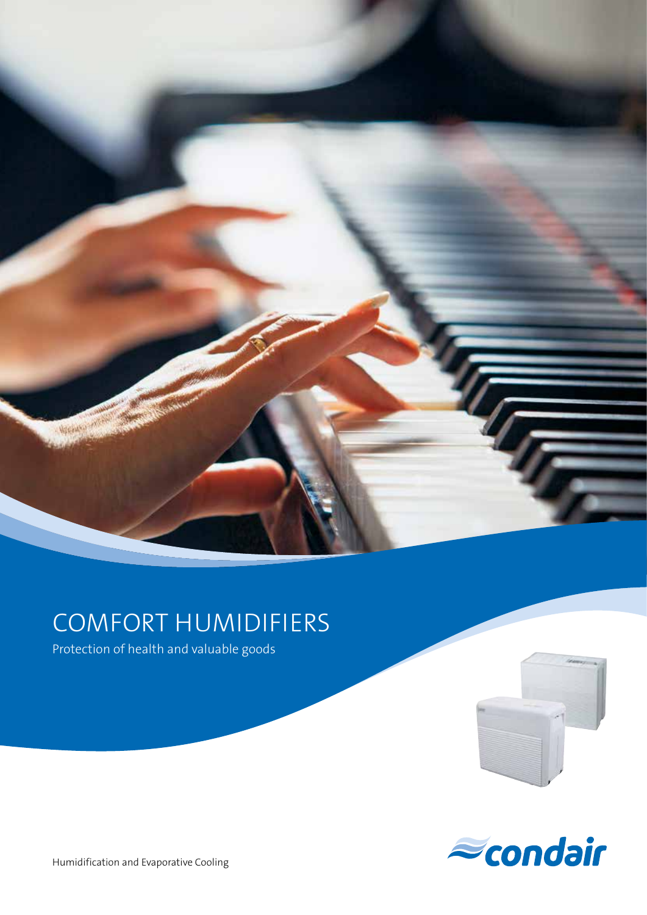# COMFORT HUMIDIFIERS

Protection of health and valuable goods

condair

Humidification and Evaporative Cooling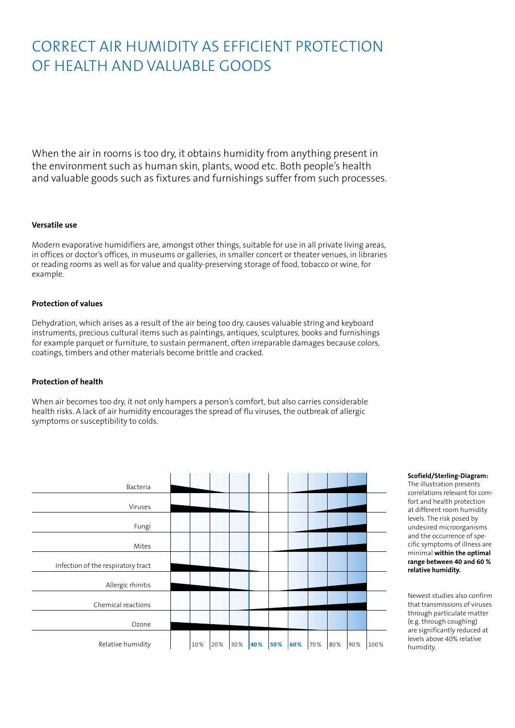# CORRECT AIR HUMIDITY AS EFFICIENT PROTECTION OF HEALTH AND VALUABLE GOODS

When the air in rooms is too dry, it obtains humidity from anything present in the environment such as human skin, plants, wood etc. Both people's health and valuable goods such as fixtures and furnishings suffer from such processes.

**Versatile use**

Modern evaporative humidifiers are, amongst other things, suitable for use in all private living areas, in offices or doctor's offices, in museums or galleries, in smaller concert or theater venues, in libraries or reading rooms as well as for value and quality-preserving storage of food, tobacco or wine, for example.

**Protection of values**

Dehydration, which arises as a result of the air being too dry, causes valuable string and keyboard instruments, precious cultural items such as paintings, antiques, sculptures, books and furnishings for example parquet or furniture, to sustain permanent, often irreparable damages because colors, coatings, timbers and other materials become brittle and cracked.

**Protection of health**

When air becomes too dry, it not only hampers a person's comfort, but also carries considerable health risks. A lack of air humidity encourages the spread of flu viruses, the outbreak of allergic symptoms or susceptibility to colds.

Bacteria
Viruses
Fungi
Mites
Infection of the respiratory tract
Allergic rhinitis
Chemical reactions
Ozone
Relative humidity: 10% | 20% | 30% | **40%** | **50%** | **60%** | 70% | 80% | 90% | 100%

**Scofield/Sterling-Diagram:** The illustration presents correlations relevant for comfort and health protection at different room humidity levels. The risk posed by undesired microorganisms and the occurrence of specific symptoms of illness are minimal **within the optimal range between 40 and 60 % relative humidity.**

Newest studies also confirm that transmissions of viruses through particulate matter (e.g. through coughing) are significantly reduced at levels above 40% relative humidity.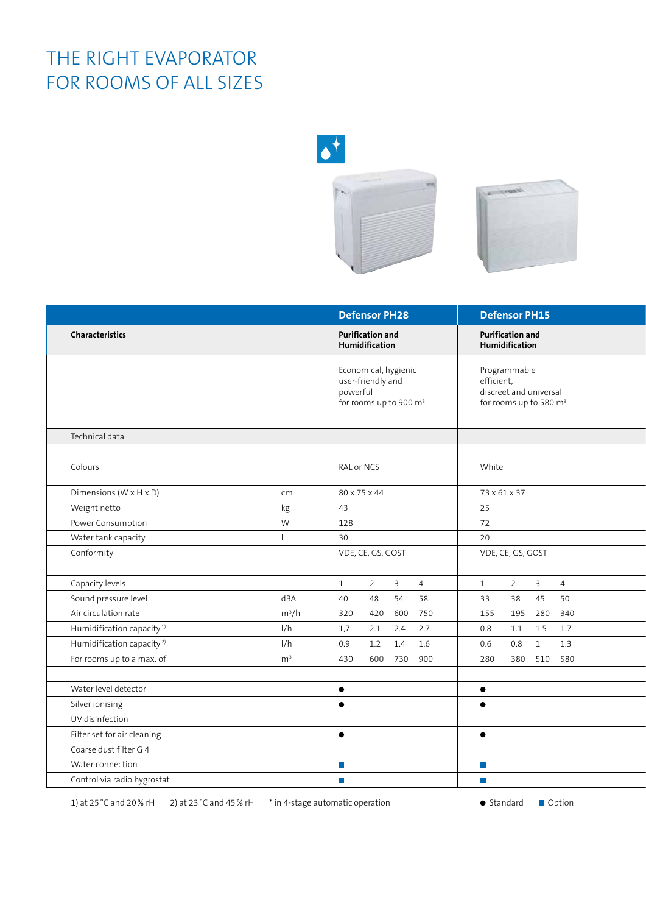# THE RIGHT EVAPORATOR FOR ROOMS OF ALL SIZES

| Characteristics | | Defensor PH28 | | | | Defensor PH15 | | | |
|---|---|---|---|---|---|---|---|---|---|
| | | **Purification and Humidification** | | | | **Purification and Humidification** | | | |
| | | Economical, hygienic user-friendly and powerful for rooms up to 900 m³ | | | | Programmable efficient, discreet and universal for rooms up to 580 m³ | | | |
| Technical data | | | | | | | | | |
| Colours | | RAL or NCS | | | | White | | | |
| Dimensions (W x H x D) | cm | 80 x 75 x 44 | | | | 73 x 61 x 37 | | | |
| Weight netto | kg | 43 | | | | 25 | | | |
| Power Consumption | W | 128 | | | | 72 | | | |
| Water tank capacity | l | 30 | | | | 20 | | | |
| Conformity | | VDE, CE, GS, GOST | | | | VDE, CE, GS, GOST | | | |
| Capacity levels | | 1 | 2 | 3 | 4 | 1 | 2 | 3 | 4 |
| Sound pressure level | dBA | 40 | 48 | 54 | 58 | 33 | 38 | 45 | 50 |
| Air circulation rate | m³/h | 320 | 420 | 600 | 750 | 155 | 195 | 280 | 340 |
| Humidification capacity [1] | l/h | 1,7 | 2.1 | 2.4 | 2.7 | 0.8 | 1.1 | 1.5 | 1.7 |
| Humidification capacity [2] | l/h | 0.9 | 1.2 | 1.4 | 1.6 | 0.6 | 0.8 | 1 | 1.3 |
| For rooms up to a max. of | m³ | 430 | 600 | 730 | 900 | 280 | 380 | 510 | 580 |
| Water level detector | | ● | | | | ● | | | |
| Silver ionising | | ● | | | | ● | | | |
| UV disinfection | | | | | | | | | |
| Filter set for air cleaning | | ● | | | | ● | | | |
| Coarse dust filter G 4 | | | | | | | | | |
| Water connection | | ■ | | | | ■ | | | |
| Control via radio hygrostat | | ■ | | | | ■ | | | |

1) at 25 °C and 20 % rH 2) at 23 °C and 45 % rH * in 4-stage automatic operation

● Standard ■ Option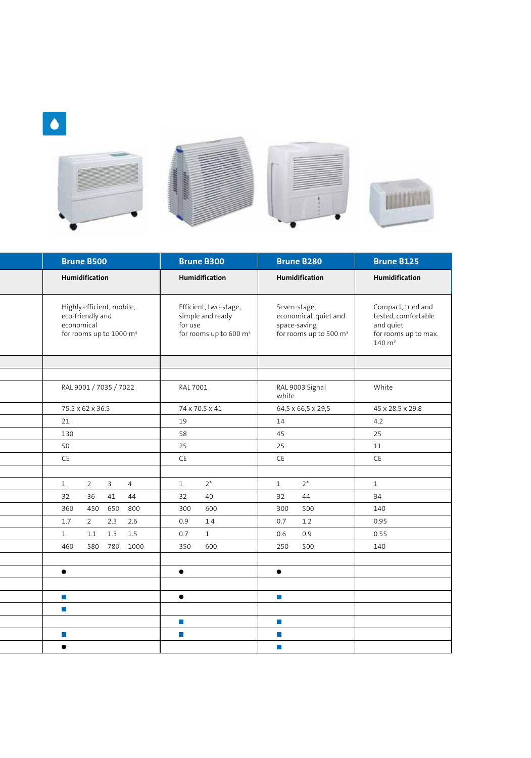| | Brune B500 | Brune B300 | Brune B280 | Brune B125 |
|---|---|---|---|---|
| | **Humidification** | **Humidification** | **Humidification** | **Humidification** |
| | Highly efficient, mobile, eco-friendly and economical for rooms up to 1000 m$^3$ | Efficient, two-stage, simple and ready for use for rooms up to 600 m$^3$ | Seven-stage, economical, quiet and space-saving for rooms up to 500 m$^3$ | Compact, tried and tested, comfortable and quiet for rooms up to max. 140 m$^3$ |
| | | | | |
| | | | | |
| | RAL 9001 / 7035 / 7022 | RAL 7001 | RAL 9003 Signal white | White |
| | 75.5 x 62 x 36.5 | 74 x 70.5 x 41 | 64,5 x 66,5 x 29,5 | 45 x 28.5 x 29.8 |
| | 21 | 19 | 14 | 4.2 |
| | 130 | 58 | 45 | 25 |
| | 50 | 25 | 25 | 11 |
| | CE | CE | CE | CE |
| | | | | |
| | 1 2 3 4 | 1 2* | 1 2* | 1 |
| | 32 36 41 44 | 32 40 | 32 44 | 34 |
| | 360 450 650 800 | 300 600 | 300 500 | 140 |
| | 1.7 2 2.3 2.6 | 0.9 1.4 | 0.7 1.2 | 0.95 |
| | 1 1.1 1.3 1.5 | 0.7 1 | 0.6 0.9 | 0.55 |
| | 460 580 780 1000 | 350 600 | 250 500 | 140 |
| | | | | |
| | ● | ● | ● | |
| | | | | |
| | ■ | ● | ■ | |
| | ■ | | | |
| | | ■ | ■ | |
| | ■ | ■ | ■ | |
| | ● | | ■ | |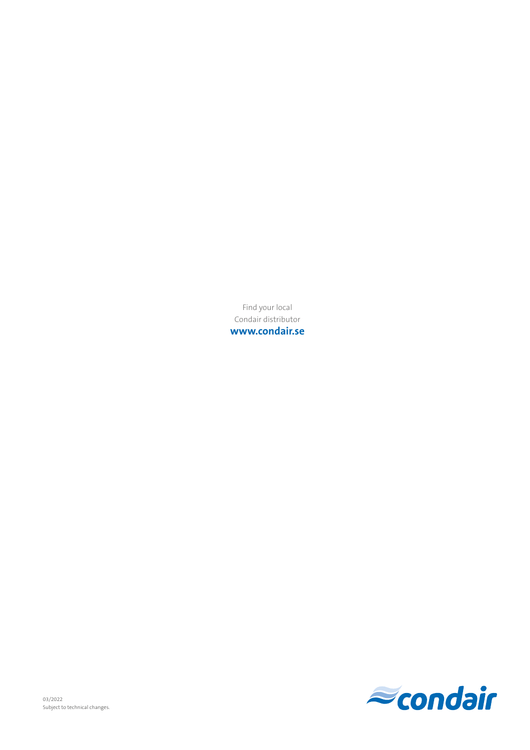Find your local
Condair distributor
**www.condair.se**

03/2022
Subject to technical changes.

condair